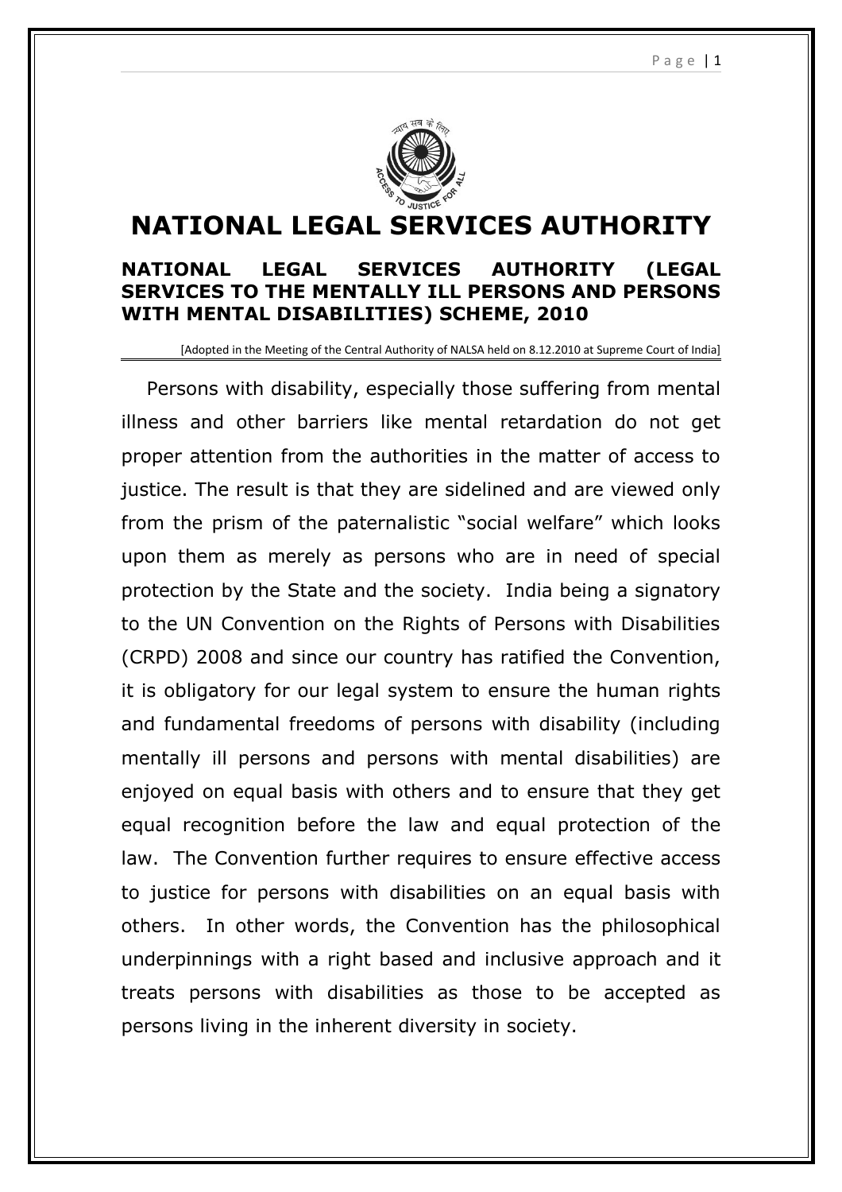# NATIONAL LEGAL SERVICES AUTHORITY

## NATIONAL LEGAL SERVICES AUTHORITY (LEGAL SERVICES TO THE MENTALLY ILL PERSONS AND PERSONS WITH MENTAL DISABILITIES) SCHEME, 2010

[Adopted in the Meeting of the Central Authority of NALSA held on 8.12.2010 at Supreme Court of India]

Persons with disability, especially those suffering from mental illness and other barriers like mental retardation do not get proper attention from the authorities in the matter of access to justice. The result is that they are sidelined and are viewed only from the prism of the paternalistic "social welfare" which looks upon them as merely as persons who are in need of special protection by the State and the society. India being a signatory to the UN Convention on the Rights of Persons with Disabilities (CRPD) 2008 and since our country has ratified the Convention, it is obligatory for our legal system to ensure the human rights and fundamental freedoms of persons with disability (including mentally ill persons and persons with mental disabilities) are enjoyed on equal basis with others and to ensure that they get equal recognition before the law and equal protection of the law. The Convention further requires to ensure effective access to justice for persons with disabilities on an equal basis with others. In other words, the Convention has the philosophical underpinnings with a right based and inclusive approach and it treats persons with disabilities as those to be accepted as persons living in the inherent diversity in society.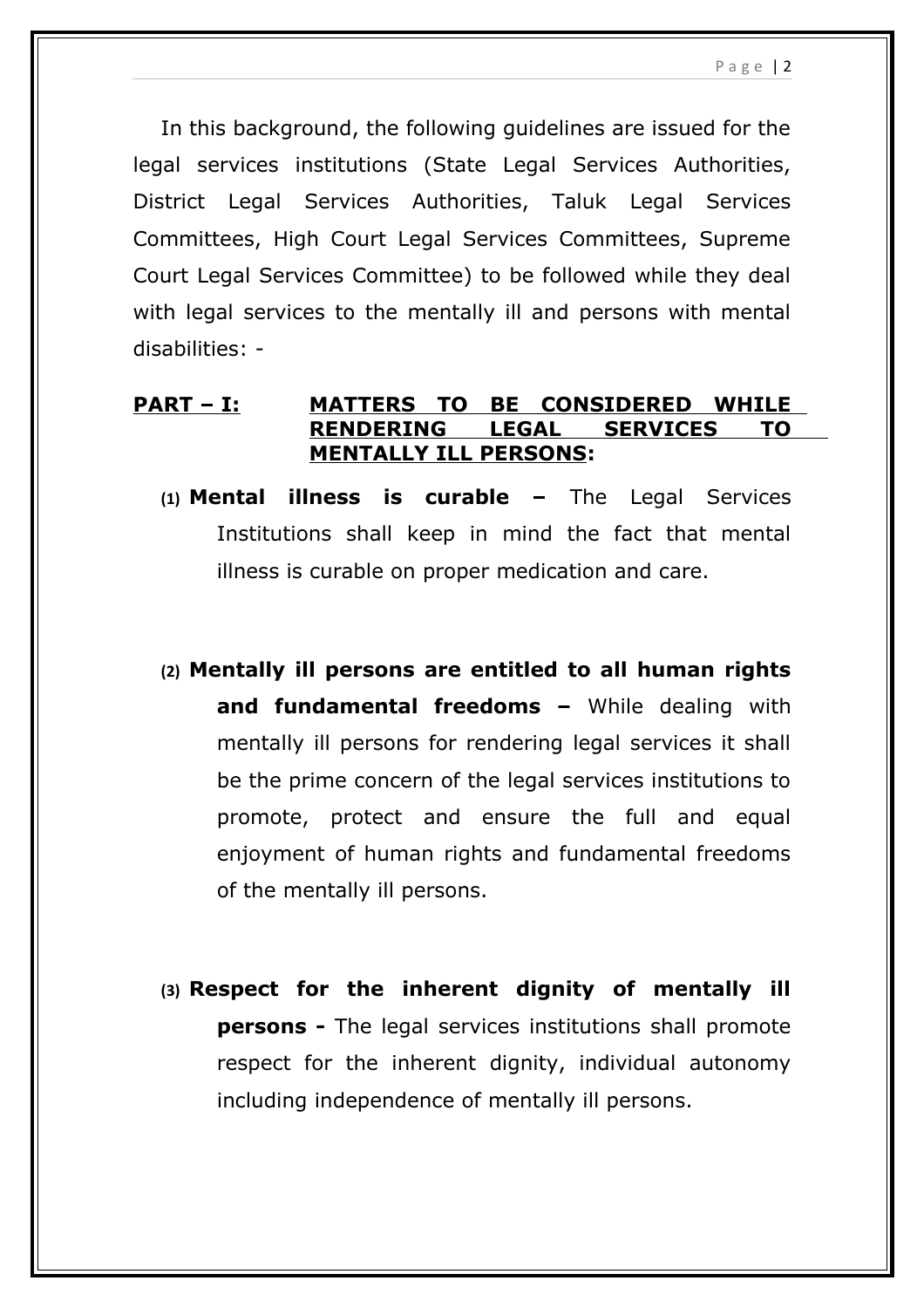In this background, the following guidelines are issued for the legal services institutions (State Legal Services Authorities, District Legal Services Authorities, Taluk Legal Services Committees, High Court Legal Services Committees, Supreme Court Legal Services Committee) to be followed while they deal with legal services to the mentally ill and persons with mental disabilities: -

## PART – I: MATTERS TO BE CONSIDERED WHILE RENDERING LEGAL SERVICES TO MENTALLY ILL PERSONS:

(1) **Mental illness is curable –** The Legal Services Institutions shall keep in mind the fact that mental illness is curable on proper medication and care.

(2) **Mentally ill persons are entitled to all human rights and fundamental freedoms –** While dealing with mentally ill persons for rendering legal services it shall be the prime concern of the legal services institutions to promote, protect and ensure the full and equal enjoyment of human rights and fundamental freedoms of the mentally ill persons.

(3) **Respect for the inherent dignity of mentally ill persons -** The legal services institutions shall promote respect for the inherent dignity, individual autonomy including independence of mentally ill persons.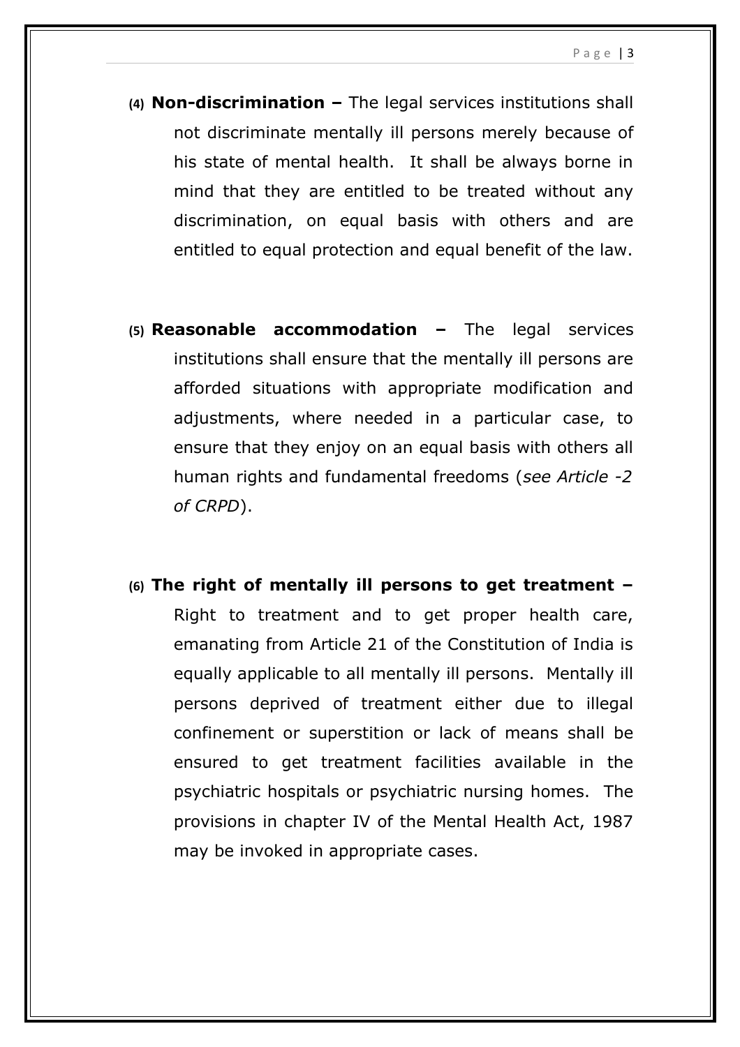(4) **Non-discrimination –** The legal services institutions shall not discriminate mentally ill persons merely because of his state of mental health. It shall be always borne in mind that they are entitled to be treated without any discrimination, on equal basis with others and are entitled to equal protection and equal benefit of the law.

(5) **Reasonable accommodation –** The legal services institutions shall ensure that the mentally ill persons are afforded situations with appropriate modification and adjustments, where needed in a particular case, to ensure that they enjoy on an equal basis with others all human rights and fundamental freedoms (*see Article -2 of CRPD*).

(6) **The right of mentally ill persons to get treatment –** Right to treatment and to get proper health care, emanating from Article 21 of the Constitution of India is equally applicable to all mentally ill persons. Mentally ill persons deprived of treatment either due to illegal confinement or superstition or lack of means shall be ensured to get treatment facilities available in the psychiatric hospitals or psychiatric nursing homes. The provisions in chapter IV of the Mental Health Act, 1987 may be invoked in appropriate cases.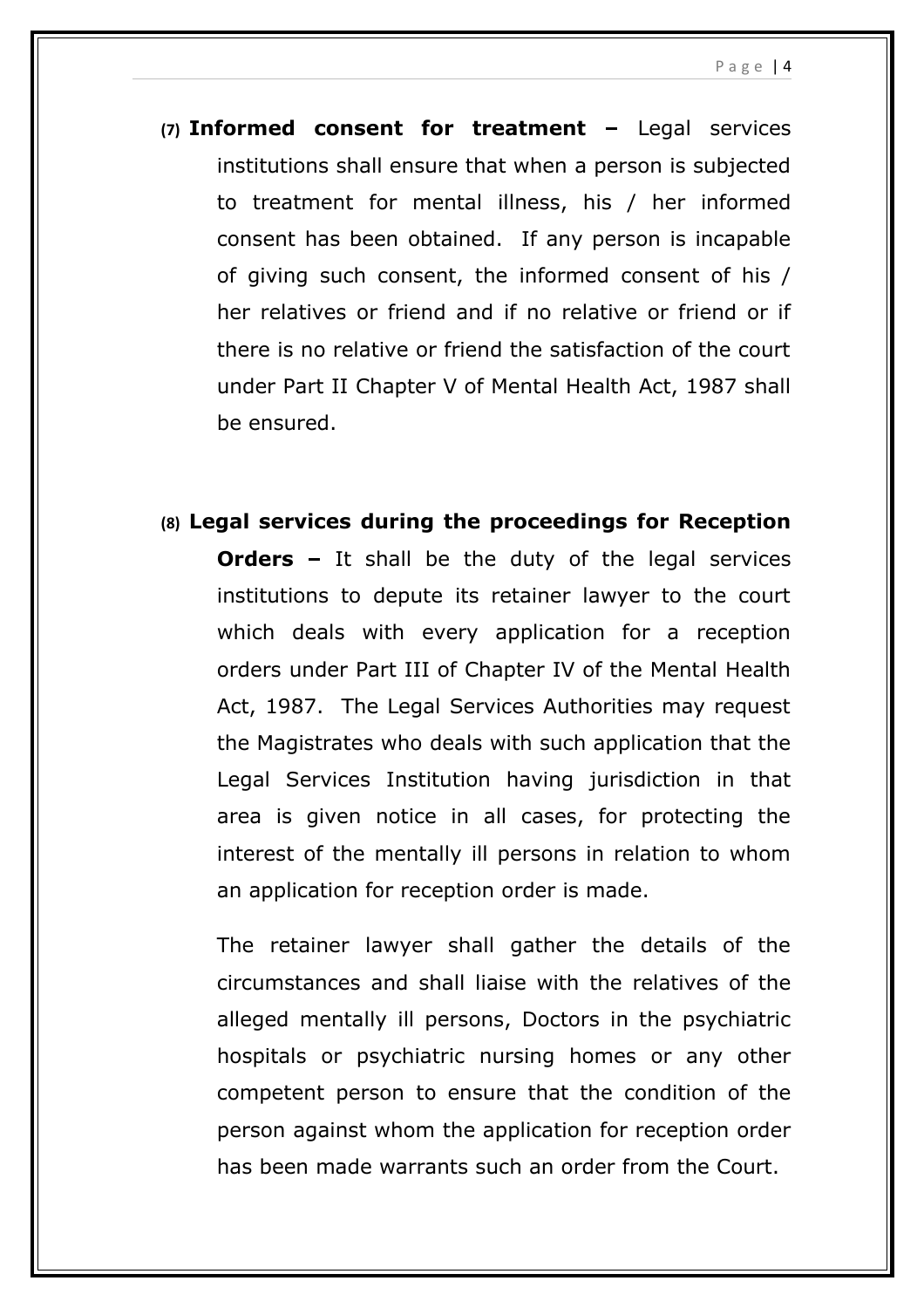**(7) Informed consent for treatment –** Legal services institutions shall ensure that when a person is subjected to treatment for mental illness, his / her informed consent has been obtained. If any person is incapable of giving such consent, the informed consent of his / her relatives or friend and if no relative or friend or if there is no relative or friend the satisfaction of the court under Part II Chapter V of Mental Health Act, 1987 shall be ensured.

**(8) Legal services during the proceedings for Reception Orders –** It shall be the duty of the legal services institutions to depute its retainer lawyer to the court which deals with every application for a reception orders under Part III of Chapter IV of the Mental Health Act, 1987. The Legal Services Authorities may request the Magistrates who deals with such application that the Legal Services Institution having jurisdiction in that area is given notice in all cases, for protecting the interest of the mentally ill persons in relation to whom an application for reception order is made.

The retainer lawyer shall gather the details of the circumstances and shall liaise with the relatives of the alleged mentally ill persons, Doctors in the psychiatric hospitals or psychiatric nursing homes or any other competent person to ensure that the condition of the person against whom the application for reception order has been made warrants such an order from the Court.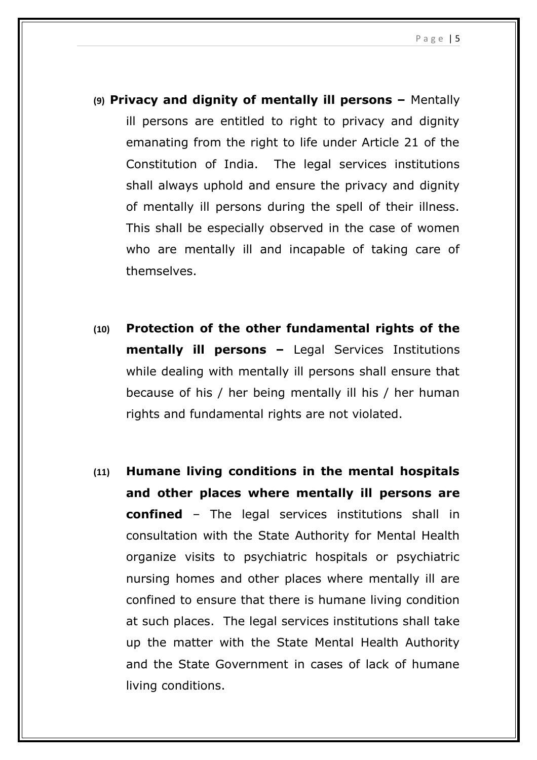**(9) Privacy and dignity of mentally ill persons –** Mentally ill persons are entitled to right to privacy and dignity emanating from the right to life under Article 21 of the Constitution of India. The legal services institutions shall always uphold and ensure the privacy and dignity of mentally ill persons during the spell of their illness. This shall be especially observed in the case of women who are mentally ill and incapable of taking care of themselves.

**(10) Protection of the other fundamental rights of the mentally ill persons –** Legal Services Institutions while dealing with mentally ill persons shall ensure that because of his / her being mentally ill his / her human rights and fundamental rights are not violated.

**(11) Humane living conditions in the mental hospitals and other places where mentally ill persons are confined** – The legal services institutions shall in consultation with the State Authority for Mental Health organize visits to psychiatric hospitals or psychiatric nursing homes and other places where mentally ill are confined to ensure that there is humane living condition at such places. The legal services institutions shall take up the matter with the State Mental Health Authority and the State Government in cases of lack of humane living conditions.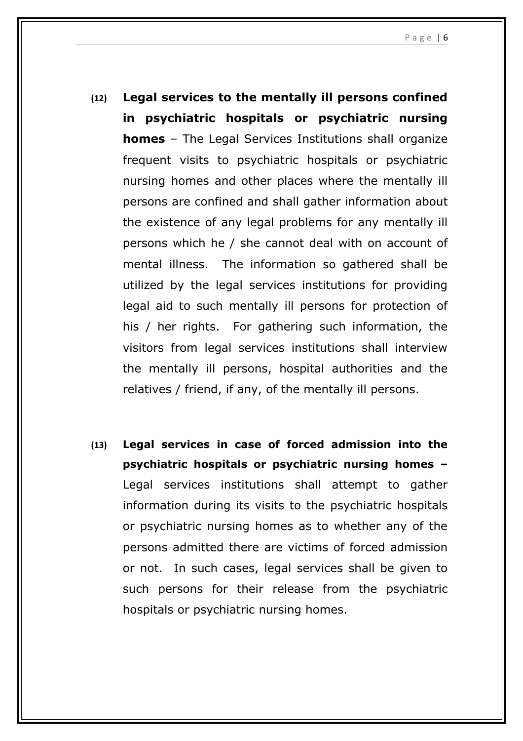**(12) Legal services to the mentally ill persons confined in psychiatric hospitals or psychiatric nursing homes** – The Legal Services Institutions shall organize frequent visits to psychiatric hospitals or psychiatric nursing homes and other places where the mentally ill persons are confined and shall gather information about the existence of any legal problems for any mentally ill persons which he / she cannot deal with on account of mental illness. The information so gathered shall be utilized by the legal services institutions for providing legal aid to such mentally ill persons for protection of his / her rights. For gathering such information, the visitors from legal services institutions shall interview the mentally ill persons, hospital authorities and the relatives / friend, if any, of the mentally ill persons.

**(13) Legal services in case of forced admission into the psychiatric hospitals or psychiatric nursing homes –** Legal services institutions shall attempt to gather information during its visits to the psychiatric hospitals or psychiatric nursing homes as to whether any of the persons admitted there are victims of forced admission or not. In such cases, legal services shall be given to such persons for their release from the psychiatric hospitals or psychiatric nursing homes.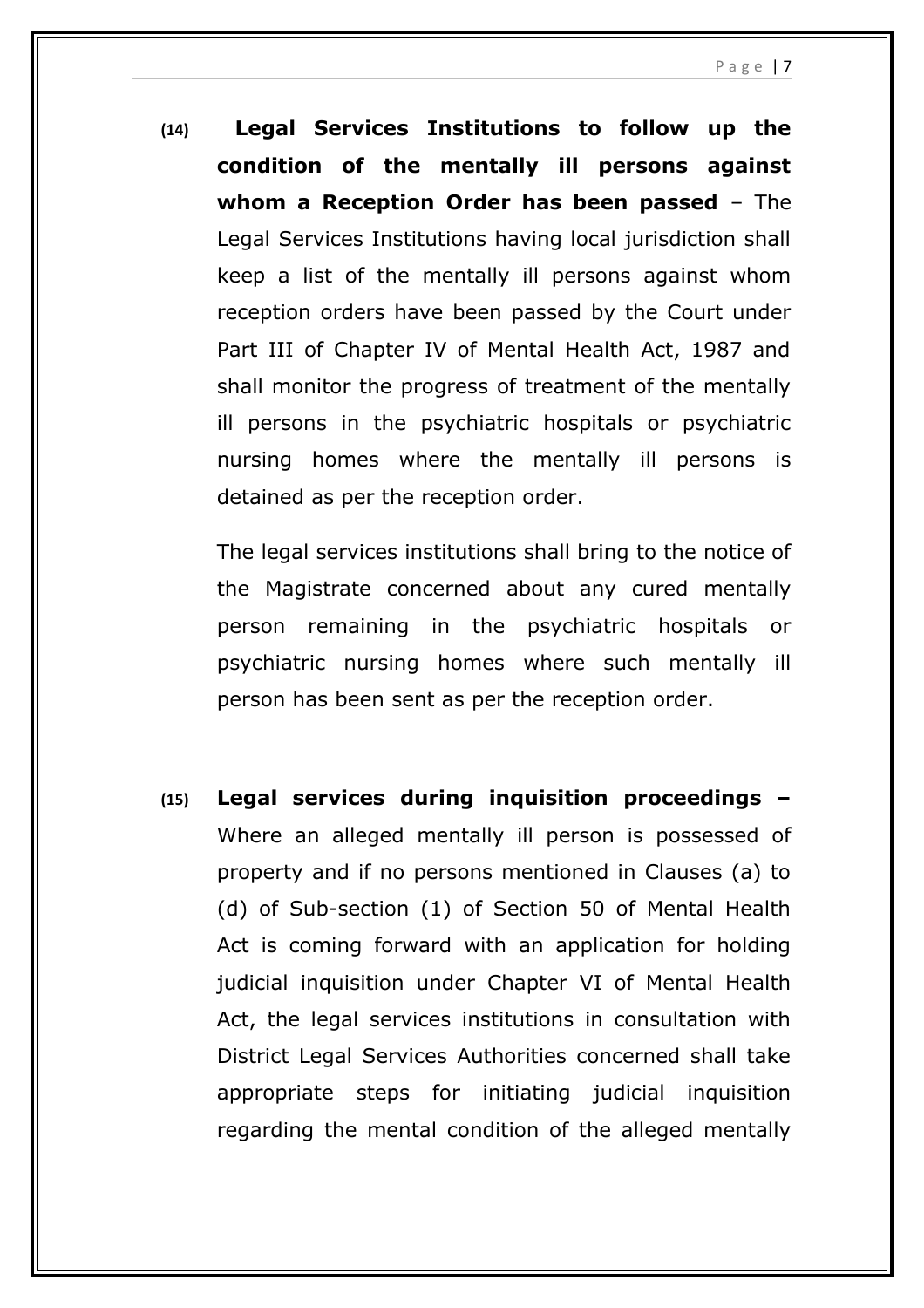**(14) Legal Services Institutions to follow up the condition of the mentally ill persons against whom a Reception Order has been passed** – The Legal Services Institutions having local jurisdiction shall keep a list of the mentally ill persons against whom reception orders have been passed by the Court under Part III of Chapter IV of Mental Health Act, 1987 and shall monitor the progress of treatment of the mentally ill persons in the psychiatric hospitals or psychiatric nursing homes where the mentally ill persons is detained as per the reception order.

The legal services institutions shall bring to the notice of the Magistrate concerned about any cured mentally person remaining in the psychiatric hospitals or psychiatric nursing homes where such mentally ill person has been sent as per the reception order.

**(15) Legal services during inquisition proceedings –** Where an alleged mentally ill person is possessed of property and if no persons mentioned in Clauses (a) to (d) of Sub-section (1) of Section 50 of Mental Health Act is coming forward with an application for holding judicial inquisition under Chapter VI of Mental Health Act, the legal services institutions in consultation with District Legal Services Authorities concerned shall take appropriate steps for initiating judicial inquisition regarding the mental condition of the alleged mentally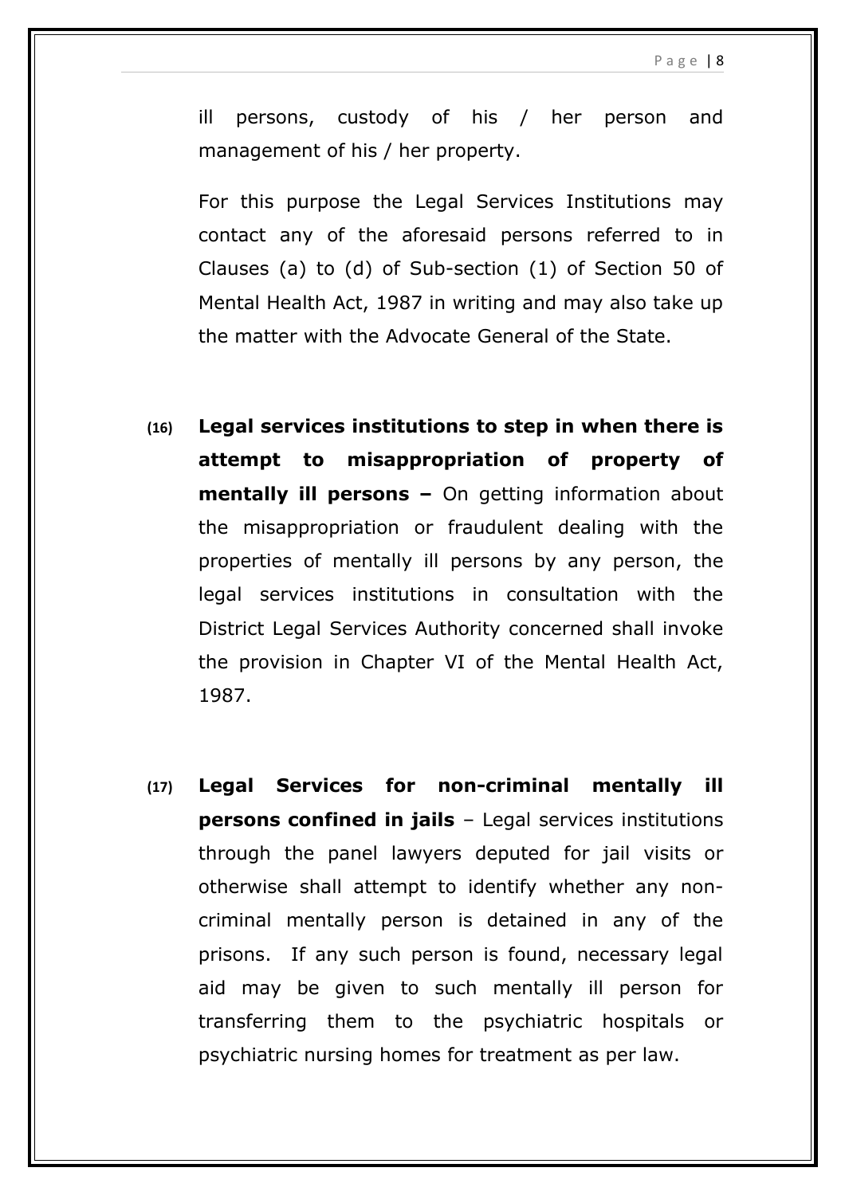ill persons, custody of his / her person and management of his / her property.

For this purpose the Legal Services Institutions may contact any of the aforesaid persons referred to in Clauses (a) to (d) of Sub-section (1) of Section 50 of Mental Health Act, 1987 in writing and may also take up the matter with the Advocate General of the State.

(16) **Legal services institutions to step in when there is attempt to misappropriation of property of mentally ill persons –** On getting information about the misappropriation or fraudulent dealing with the properties of mentally ill persons by any person, the legal services institutions in consultation with the District Legal Services Authority concerned shall invoke the provision in Chapter VI of the Mental Health Act, 1987.

(17) **Legal Services for non-criminal mentally ill persons confined in jails** – Legal services institutions through the panel lawyers deputed for jail visits or otherwise shall attempt to identify whether any non-criminal mentally person is detained in any of the prisons. If any such person is found, necessary legal aid may be given to such mentally ill person for transferring them to the psychiatric hospitals or psychiatric nursing homes for treatment as per law.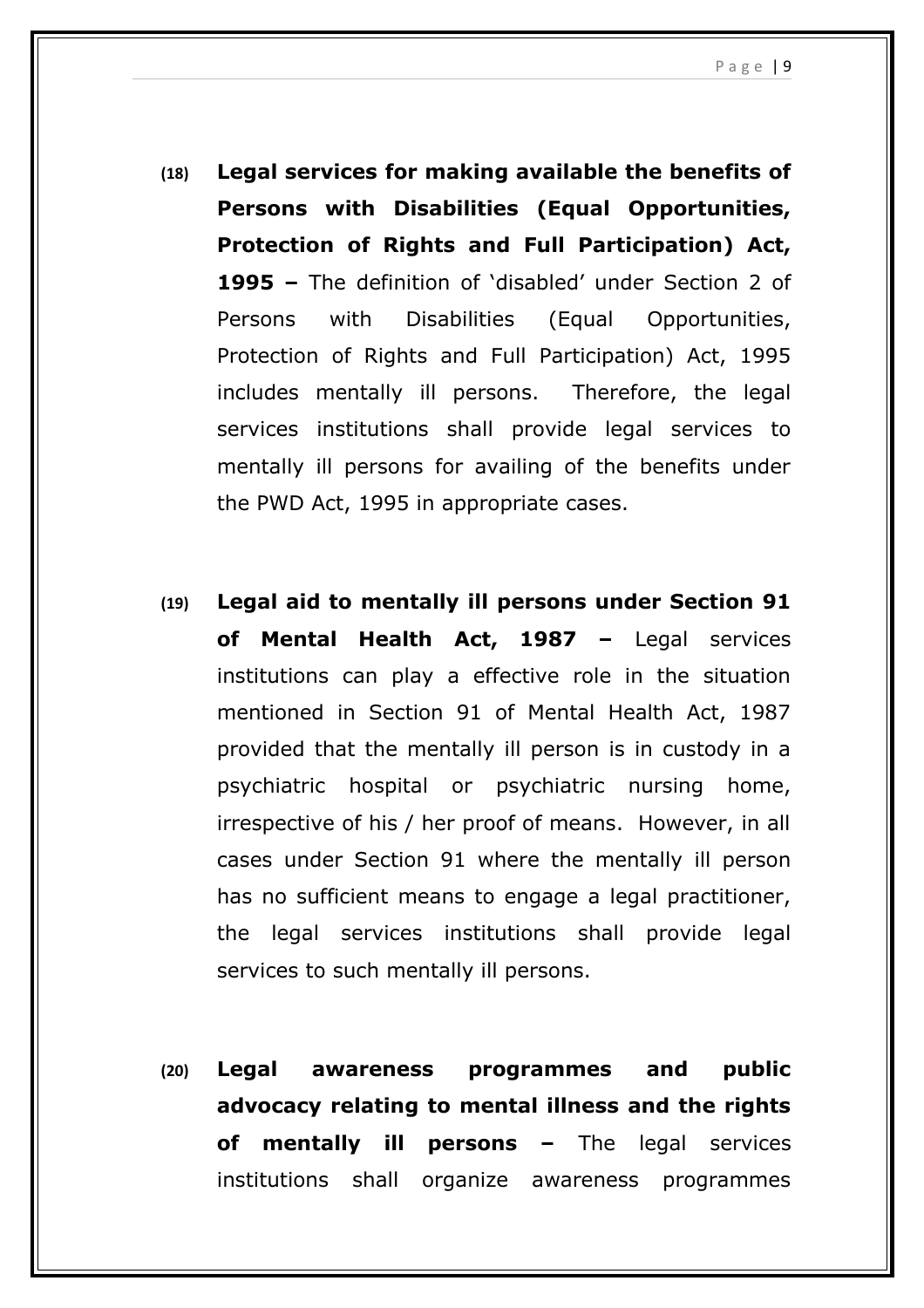**(18) Legal services for making available the benefits of Persons with Disabilities (Equal Opportunities, Protection of Rights and Full Participation) Act, 1995 –** The definition of 'disabled' under Section 2 of Persons with Disabilities (Equal Opportunities, Protection of Rights and Full Participation) Act, 1995 includes mentally ill persons. Therefore, the legal services institutions shall provide legal services to mentally ill persons for availing of the benefits under the PWD Act, 1995 in appropriate cases.

**(19) Legal aid to mentally ill persons under Section 91 of Mental Health Act, 1987 –** Legal services institutions can play a effective role in the situation mentioned in Section 91 of Mental Health Act, 1987 provided that the mentally ill person is in custody in a psychiatric hospital or psychiatric nursing home, irrespective of his / her proof of means. However, in all cases under Section 91 where the mentally ill person has no sufficient means to engage a legal practitioner, the legal services institutions shall provide legal services to such mentally ill persons.

**(20) Legal awareness programmes and public advocacy relating to mental illness and the rights of mentally ill persons –** The legal services institutions shall organize awareness programmes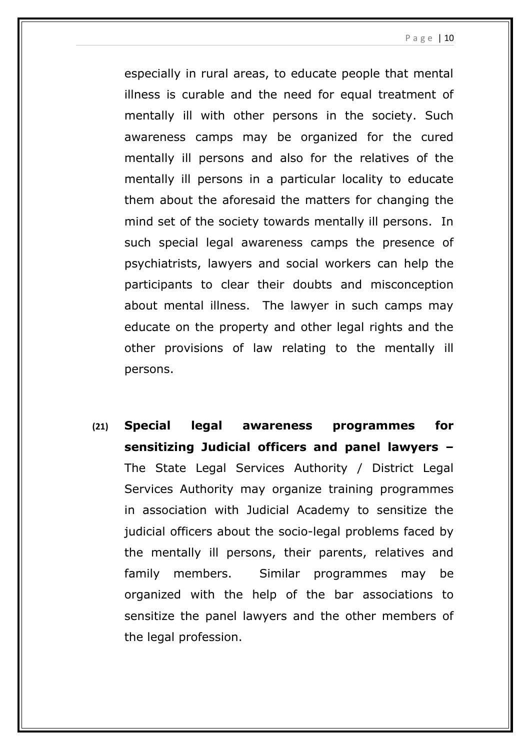especially in rural areas, to educate people that mental illness is curable and the need for equal treatment of mentally ill with other persons in the society. Such awareness camps may be organized for the cured mentally ill persons and also for the relatives of the mentally ill persons in a particular locality to educate them about the aforesaid the matters for changing the mind set of the society towards mentally ill persons. In such special legal awareness camps the presence of psychiatrists, lawyers and social workers can help the participants to clear their doubts and misconception about mental illness. The lawyer in such camps may educate on the property and other legal rights and the other provisions of law relating to the mentally ill persons.

(21) **Special legal awareness programmes for sensitizing Judicial officers and panel lawyers –** The State Legal Services Authority / District Legal Services Authority may organize training programmes in association with Judicial Academy to sensitize the judicial officers about the socio-legal problems faced by the mentally ill persons, their parents, relatives and family members. Similar programmes may be organized with the help of the bar associations to sensitize the panel lawyers and the other members of the legal profession.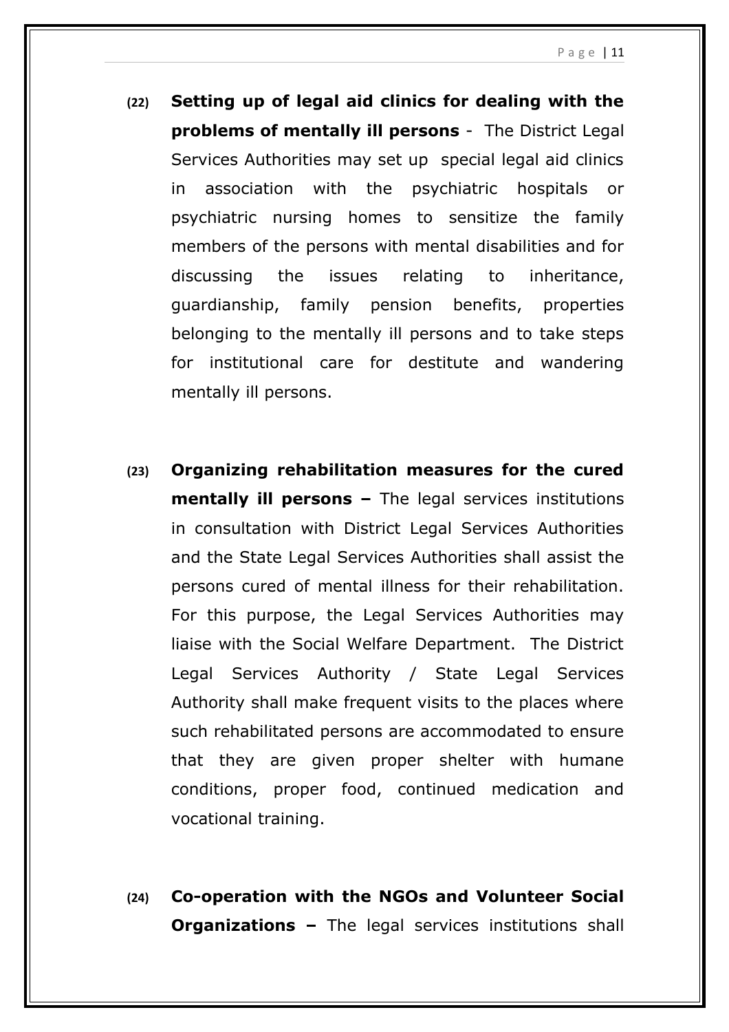**(22)** **Setting up of legal aid clinics for dealing with the problems of mentally ill persons** - The District Legal Services Authorities may set up special legal aid clinics in association with the psychiatric hospitals or psychiatric nursing homes to sensitize the family members of the persons with mental disabilities and for discussing the issues relating to inheritance, guardianship, family pension benefits, properties belonging to the mentally ill persons and to take steps for institutional care for destitute and wandering mentally ill persons.

**(23)** **Organizing rehabilitation measures for the cured mentally ill persons –** The legal services institutions in consultation with District Legal Services Authorities and the State Legal Services Authorities shall assist the persons cured of mental illness for their rehabilitation. For this purpose, the Legal Services Authorities may liaise with the Social Welfare Department. The District Legal Services Authority / State Legal Services Authority shall make frequent visits to the places where such rehabilitated persons are accommodated to ensure that they are given proper shelter with humane conditions, proper food, continued medication and vocational training.

**(24)** **Co-operation with the NGOs and Volunteer Social Organizations –** The legal services institutions shall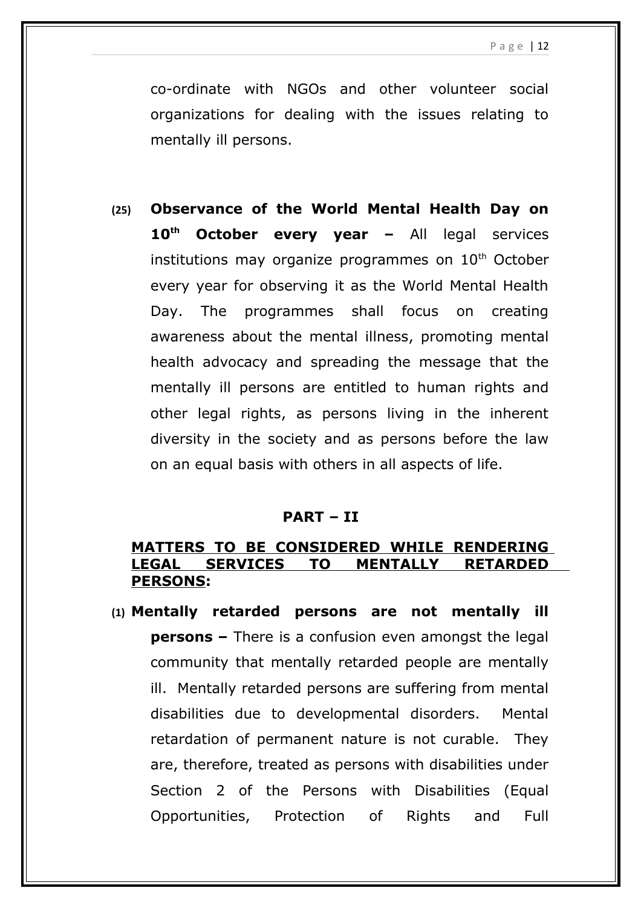co-ordinate with NGOs and other volunteer social organizations for dealing with the issues relating to mentally ill persons.

**(25) Observance of the World Mental Health Day on 10th October every year –** All legal services institutions may organize programmes on 10th October every year for observing it as the World Mental Health Day. The programmes shall focus on creating awareness about the mental illness, promoting mental health advocacy and spreading the message that the mentally ill persons are entitled to human rights and other legal rights, as persons living in the inherent diversity in the society and as persons before the law on an equal basis with others in all aspects of life.

## PART – II

### MATTERS TO BE CONSIDERED WHILE RENDERING LEGAL SERVICES TO MENTALLY RETARDED PERSONS:

**(1) Mentally retarded persons are not mentally ill persons –** There is a confusion even amongst the legal community that mentally retarded people are mentally ill. Mentally retarded persons are suffering from mental disabilities due to developmental disorders. Mental retardation of permanent nature is not curable. They are, therefore, treated as persons with disabilities under Section 2 of the Persons with Disabilities (Equal Opportunities, Protection of Rights and Full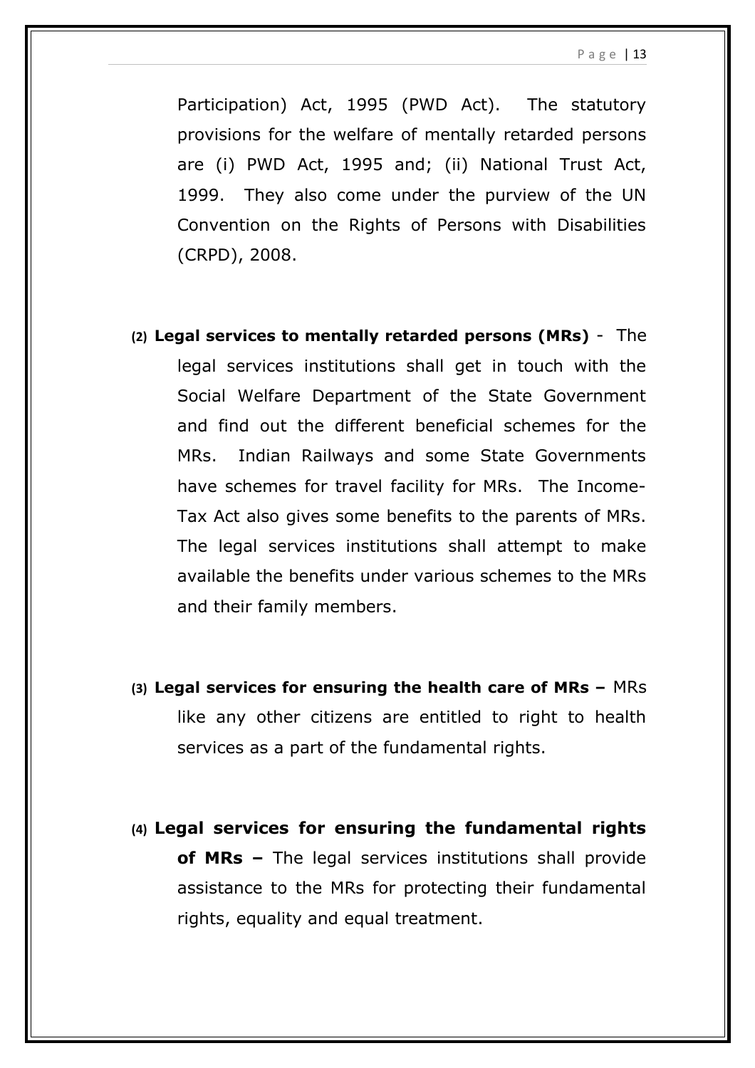Participation) Act, 1995 (PWD Act). The statutory provisions for the welfare of mentally retarded persons are (i) PWD Act, 1995 and; (ii) National Trust Act, 1999. They also come under the purview of the UN Convention on the Rights of Persons with Disabilities (CRPD), 2008.

(2) **Legal services to mentally retarded persons (MRs)** - The legal services institutions shall get in touch with the Social Welfare Department of the State Government and find out the different beneficial schemes for the MRs. Indian Railways and some State Governments have schemes for travel facility for MRs. The Income-Tax Act also gives some benefits to the parents of MRs. The legal services institutions shall attempt to make available the benefits under various schemes to the MRs and their family members.

(3) **Legal services for ensuring the health care of MRs –** MRs like any other citizens are entitled to right to health services as a part of the fundamental rights.

(4) **Legal services for ensuring the fundamental rights of MRs –** The legal services institutions shall provide assistance to the MRs for protecting their fundamental rights, equality and equal treatment.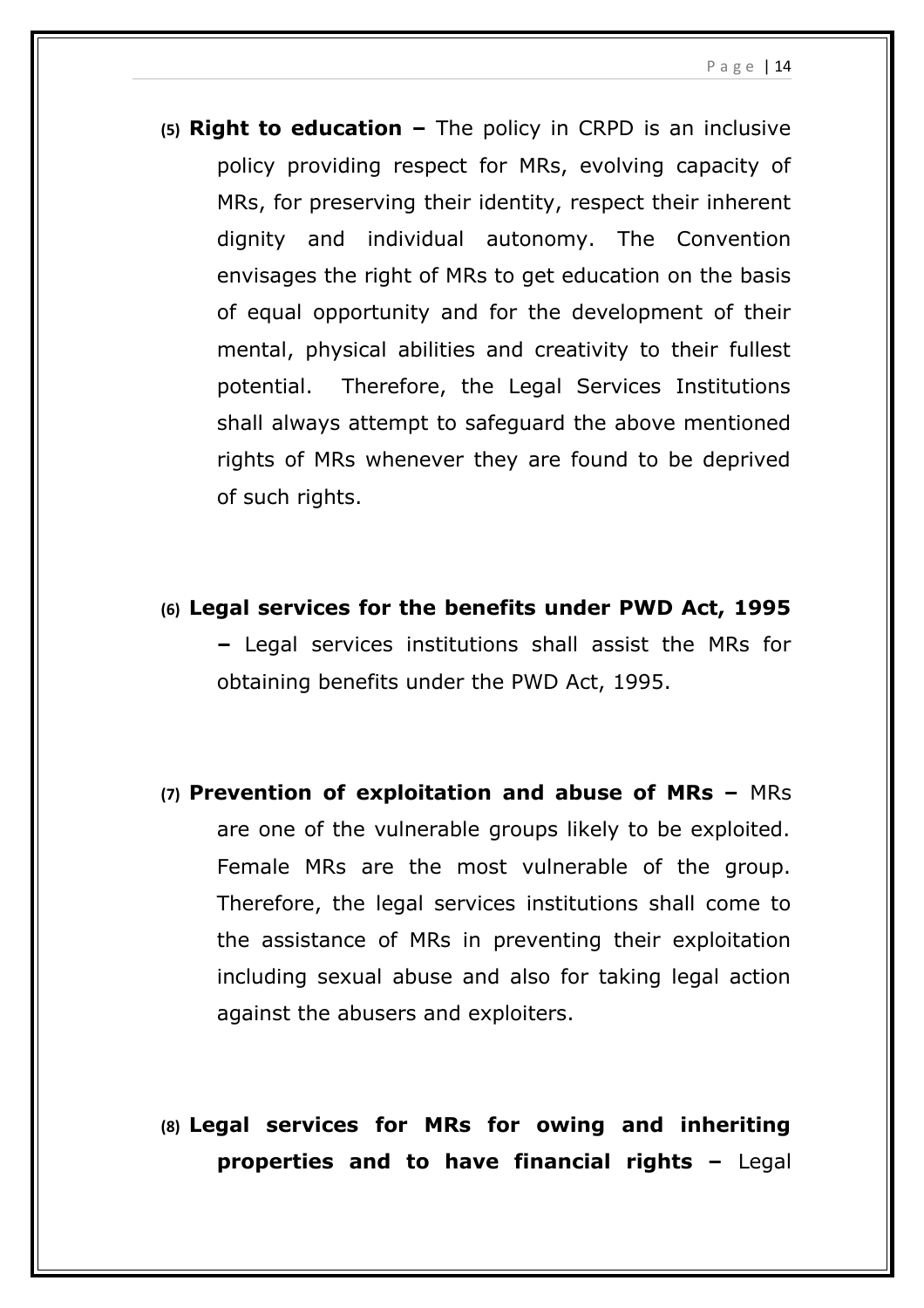**(5) Right to education –** The policy in CRPD is an inclusive policy providing respect for MRs, evolving capacity of MRs, for preserving their identity, respect their inherent dignity and individual autonomy. The Convention envisages the right of MRs to get education on the basis of equal opportunity and for the development of their mental, physical abilities and creativity to their fullest potential. Therefore, the Legal Services Institutions shall always attempt to safeguard the above mentioned rights of MRs whenever they are found to be deprived of such rights.

**(6) Legal services for the benefits under PWD Act, 1995 –** Legal services institutions shall assist the MRs for obtaining benefits under the PWD Act, 1995.

**(7) Prevention of exploitation and abuse of MRs –** MRs are one of the vulnerable groups likely to be exploited. Female MRs are the most vulnerable of the group. Therefore, the legal services institutions shall come to the assistance of MRs in preventing their exploitation including sexual abuse and also for taking legal action against the abusers and exploiters.

**(8) Legal services for MRs for owing and inheriting properties and to have financial rights –** Legal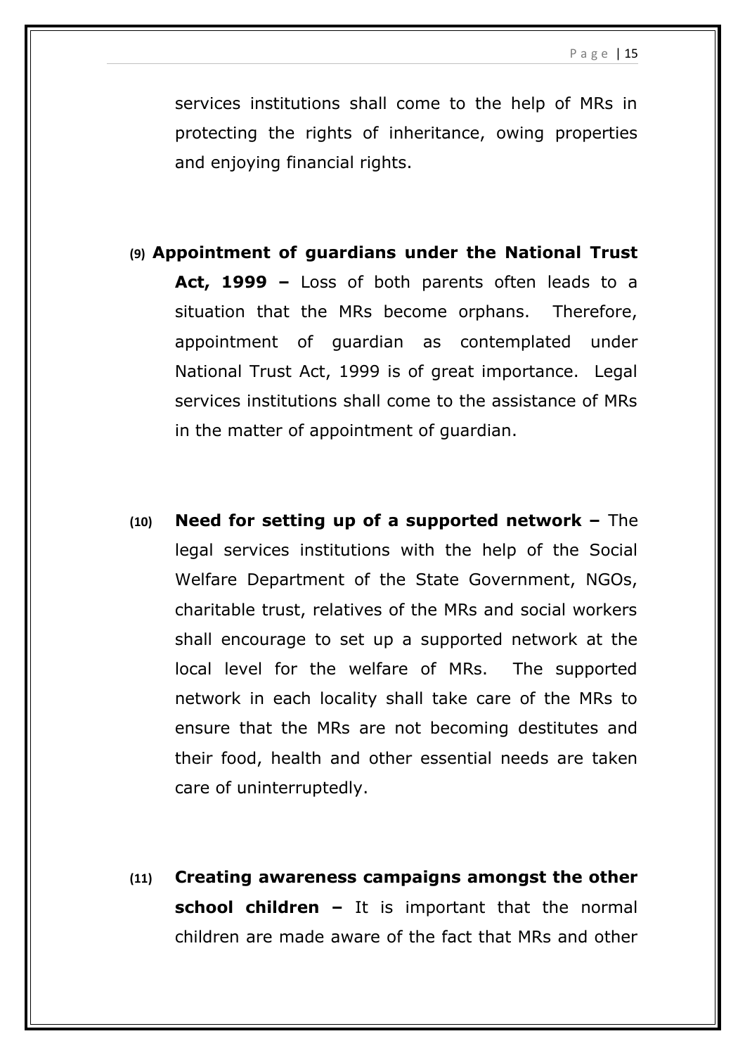services institutions shall come to the help of MRs in protecting the rights of inheritance, owing properties and enjoying financial rights.

(9) **Appointment of guardians under the National Trust Act, 1999 –** Loss of both parents often leads to a situation that the MRs become orphans. Therefore, appointment of guardian as contemplated under National Trust Act, 1999 is of great importance. Legal services institutions shall come to the assistance of MRs in the matter of appointment of guardian.

(10) **Need for setting up of a supported network –** The legal services institutions with the help of the Social Welfare Department of the State Government, NGOs, charitable trust, relatives of the MRs and social workers shall encourage to set up a supported network at the local level for the welfare of MRs. The supported network in each locality shall take care of the MRs to ensure that the MRs are not becoming destitutes and their food, health and other essential needs are taken care of uninterruptedly.

(11) **Creating awareness campaigns amongst the other school children –** It is important that the normal children are made aware of the fact that MRs and other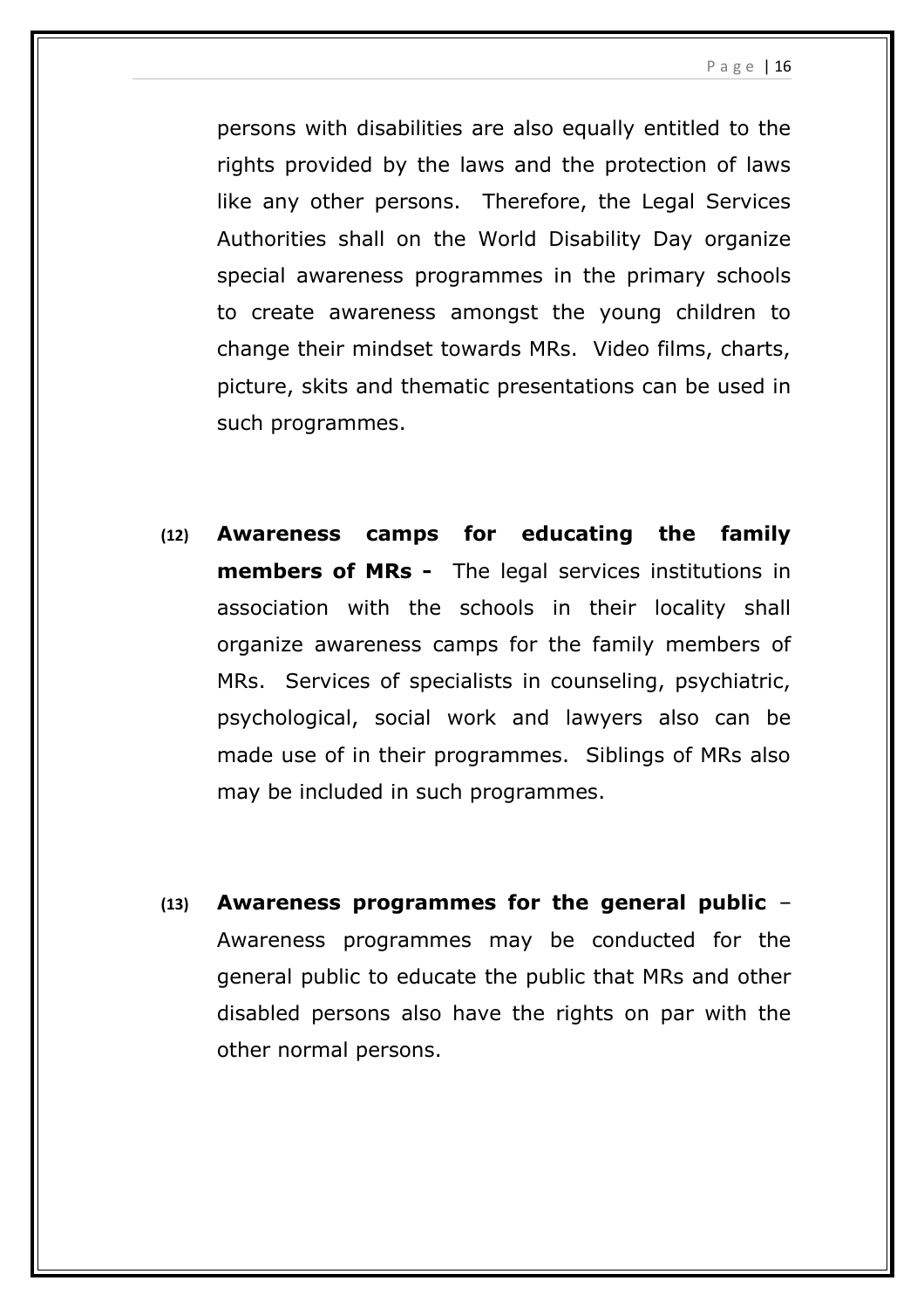persons with disabilities are also equally entitled to the rights provided by the laws and the protection of laws like any other persons. Therefore, the Legal Services Authorities shall on the World Disability Day organize special awareness programmes in the primary schools to create awareness amongst the young children to change their mindset towards MRs. Video films, charts, picture, skits and thematic presentations can be used in such programmes.

(12) **Awareness camps for educating the family members of MRs -** The legal services institutions in association with the schools in their locality shall organize awareness camps for the family members of MRs. Services of specialists in counseling, psychiatric, psychological, social work and lawyers also can be made use of in their programmes. Siblings of MRs also may be included in such programmes.

(13) **Awareness programmes for the general public** – Awareness programmes may be conducted for the general public to educate the public that MRs and other disabled persons also have the rights on par with the other normal persons.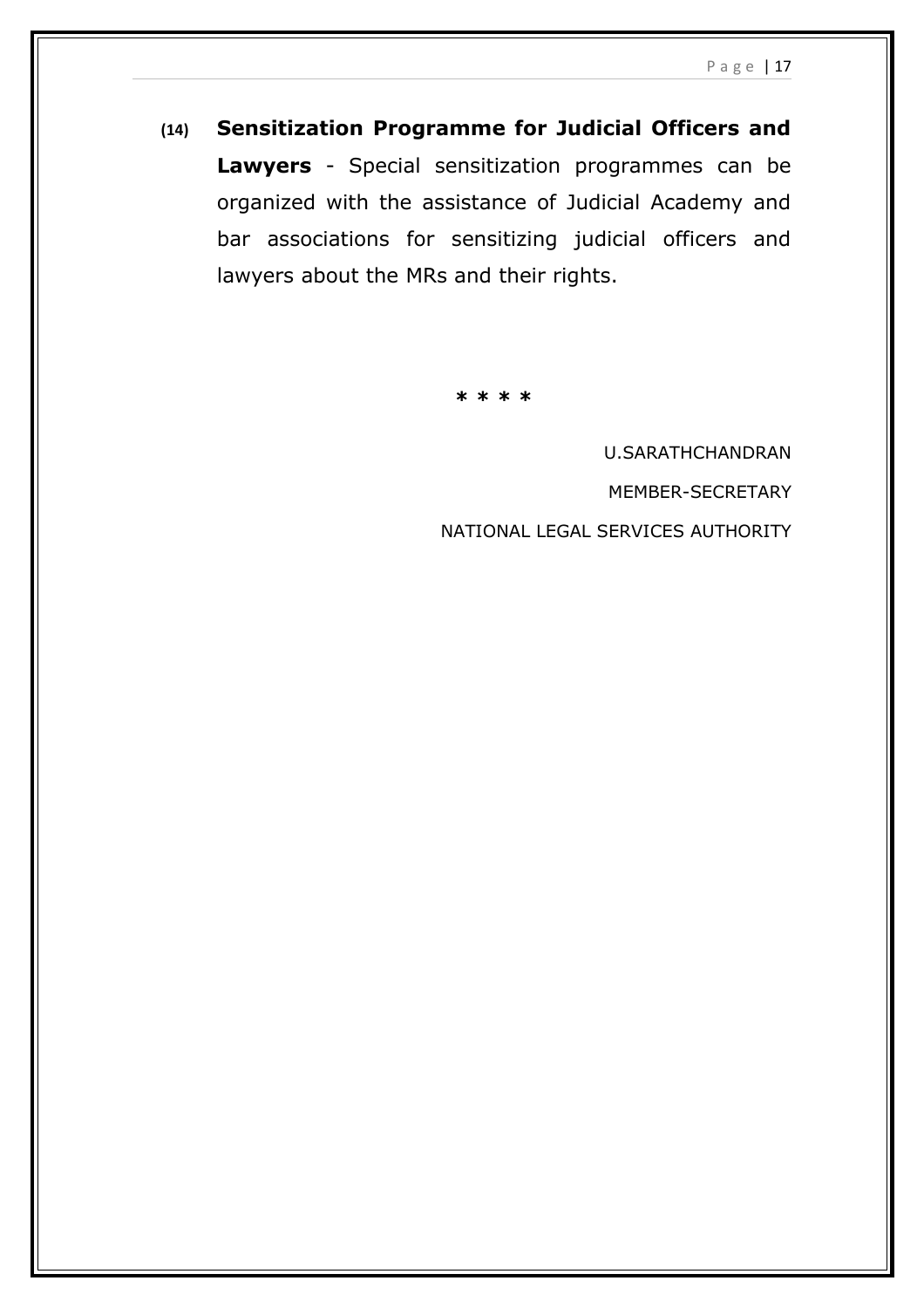(14) **Sensitization Programme for Judicial Officers and Lawyers** - Special sensitization programmes can be organized with the assistance of Judicial Academy and bar associations for sensitizing judicial officers and lawyers about the MRs and their rights.

* * * *

U.SARATHCHANDRAN

MEMBER-SECRETARY

NATIONAL LEGAL SERVICES AUTHORITY